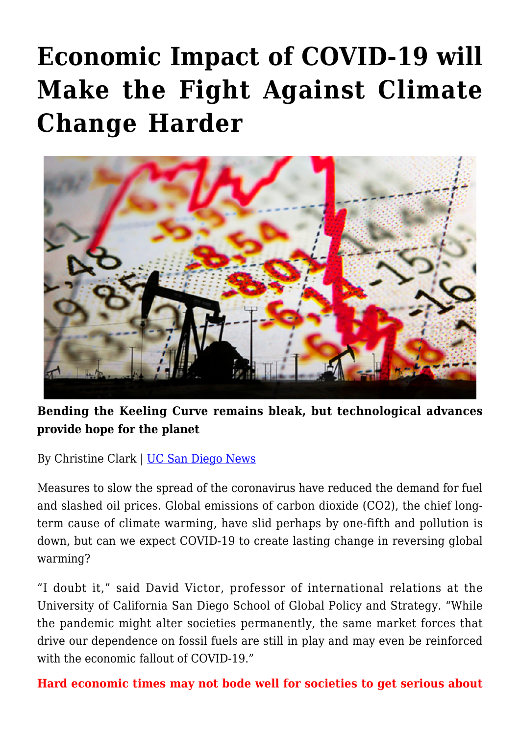# Economic Impact of COVID-19 will Make the Fight Against Climate Change Harder

**Bending the Keeling Curve remains bleak, but technological advances provide hope for the planet**

By Christine Clark | [UC San Diego News]()

Measures to slow the spread of the coronavirus have reduced the demand for fuel and slashed oil prices. Global emissions of carbon dioxide ($CO_2$), the chief long-term cause of climate warming, have slid perhaps by one-fifth and pollution is down, but can we expect COVID-19 to create lasting change in reversing global warming?

"I doubt it," said David Victor, professor of international relations at the University of California San Diego School of Global Policy and Strategy. "While the pandemic might alter societies permanently, the same market forces that drive our dependence on fossil fuels are still in play and may even be reinforced with the economic fallout of COVID-19."

**Hard economic times may not bode well for societies to get serious about**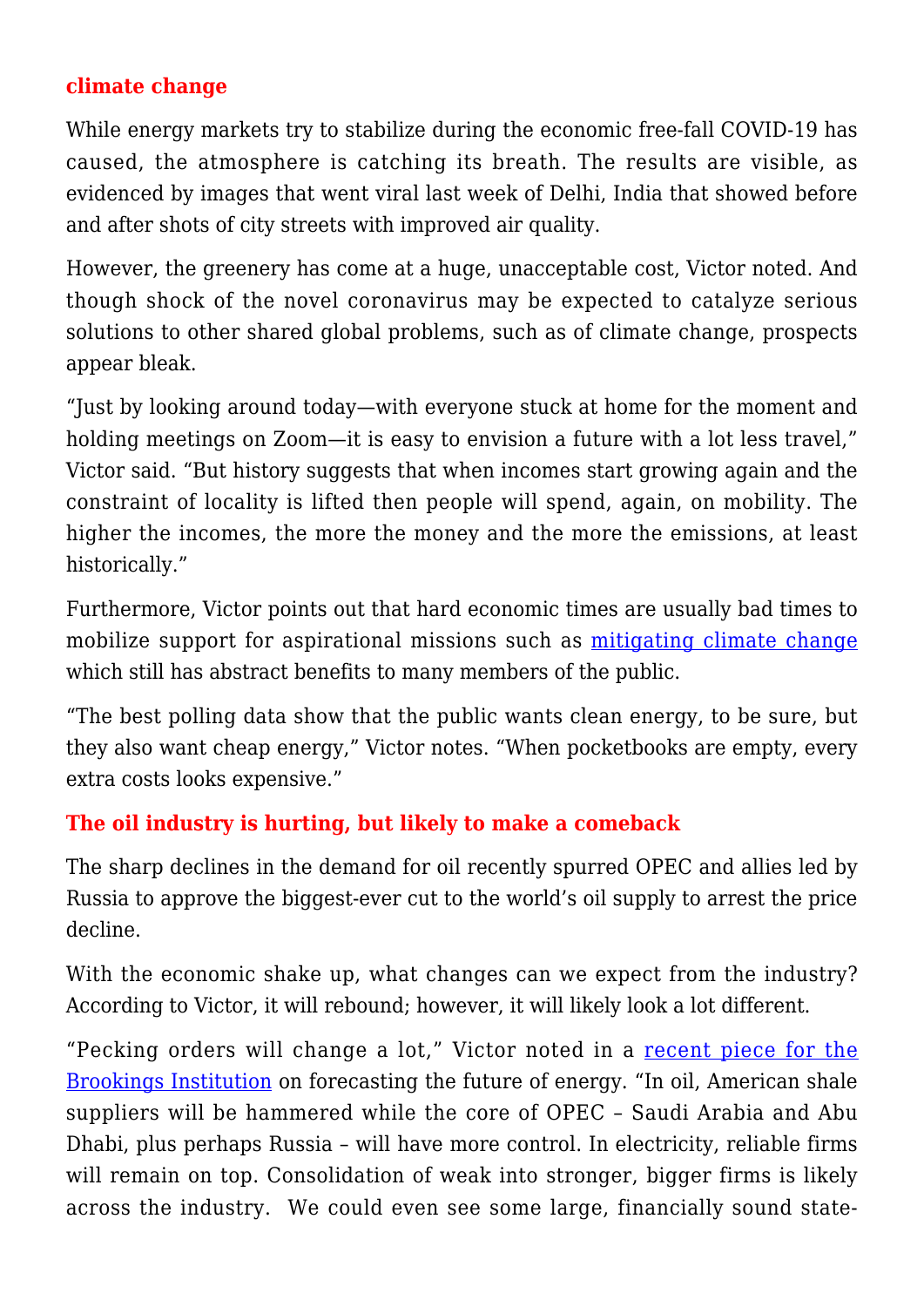## climate change

While energy markets try to stabilize during the economic free-fall COVID-19 has caused, the atmosphere is catching its breath. The results are visible, as evidenced by images that went viral last week of Delhi, India that showed before and after shots of city streets with improved air quality.

However, the greenery has come at a huge, unacceptable cost, Victor noted. And though shock of the novel coronavirus may be expected to catalyze serious solutions to other shared global problems, such as of climate change, prospects appear bleak.

"Just by looking around today—with everyone stuck at home for the moment and holding meetings on Zoom—it is easy to envision a future with a lot less travel," Victor said. "But history suggests that when incomes start growing again and the constraint of locality is lifted then people will spend, again, on mobility. The higher the incomes, the more the money and the more the emissions, at least historically."

Furthermore, Victor points out that hard economic times are usually bad times to mobilize support for aspirational missions such as [mitigating climate change] which still has abstract benefits to many members of the public.

"The best polling data show that the public wants clean energy, to be sure, but they also want cheap energy," Victor notes. "When pocketbooks are empty, every extra costs looks expensive."

## The oil industry is hurting, but likely to make a comeback

The sharp declines in the demand for oil recently spurred OPEC and allies led by Russia to approve the biggest-ever cut to the world's oil supply to arrest the price decline.

With the economic shake up, what changes can we expect from the industry? According to Victor, it will rebound; however, it will likely look a lot different.

"Pecking orders will change a lot," Victor noted in a [recent piece for the Brookings Institution] on forecasting the future of energy. "In oil, American shale suppliers will be hammered while the core of OPEC – Saudi Arabia and Abu Dhabi, plus perhaps Russia – will have more control. In electricity, reliable firms will remain on top. Consolidation of weak into stronger, bigger firms is likely across the industry. We could even see some large, financially sound state-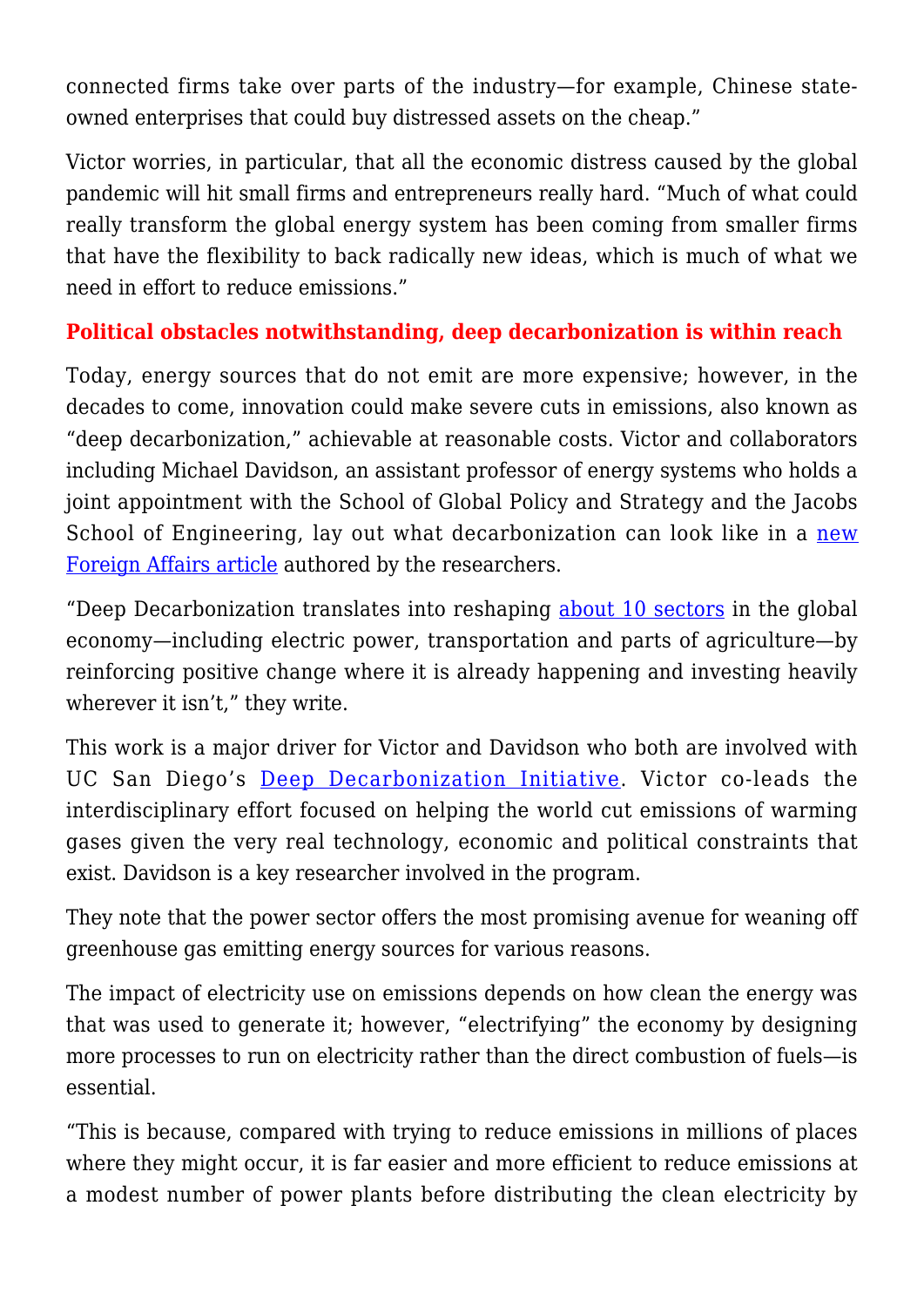connected firms take over parts of the industry—for example, Chinese state-owned enterprises that could buy distressed assets on the cheap."

Victor worries, in particular, that all the economic distress caused by the global pandemic will hit small firms and entrepreneurs really hard. "Much of what could really transform the global energy system has been coming from smaller firms that have the flexibility to back radically new ideas, which is much of what we need in effort to reduce emissions."

## Political obstacles notwithstanding, deep decarbonization is within reach

Today, energy sources that do not emit are more expensive; however, in the decades to come, innovation could make severe cuts in emissions, also known as "deep decarbonization," achievable at reasonable costs. Victor and collaborators including Michael Davidson, an assistant professor of energy systems who holds a joint appointment with the School of Global Policy and Strategy and the Jacobs School of Engineering, lay out what decarbonization can look like in a new Foreign Affairs article authored by the researchers.

"Deep Decarbonization translates into reshaping about 10 sectors in the global economy—including electric power, transportation and parts of agriculture—by reinforcing positive change where it is already happening and investing heavily wherever it isn't," they write.

This work is a major driver for Victor and Davidson who both are involved with UC San Diego's Deep Decarbonization Initiative. Victor co-leads the interdisciplinary effort focused on helping the world cut emissions of warming gases given the very real technology, economic and political constraints that exist. Davidson is a key researcher involved in the program.

They note that the power sector offers the most promising avenue for weaning off greenhouse gas emitting energy sources for various reasons.

The impact of electricity use on emissions depends on how clean the energy was that was used to generate it; however, "electrifying" the economy by designing more processes to run on electricity rather than the direct combustion of fuels—is essential.

"This is because, compared with trying to reduce emissions in millions of places where they might occur, it is far easier and more efficient to reduce emissions at a modest number of power plants before distributing the clean electricity by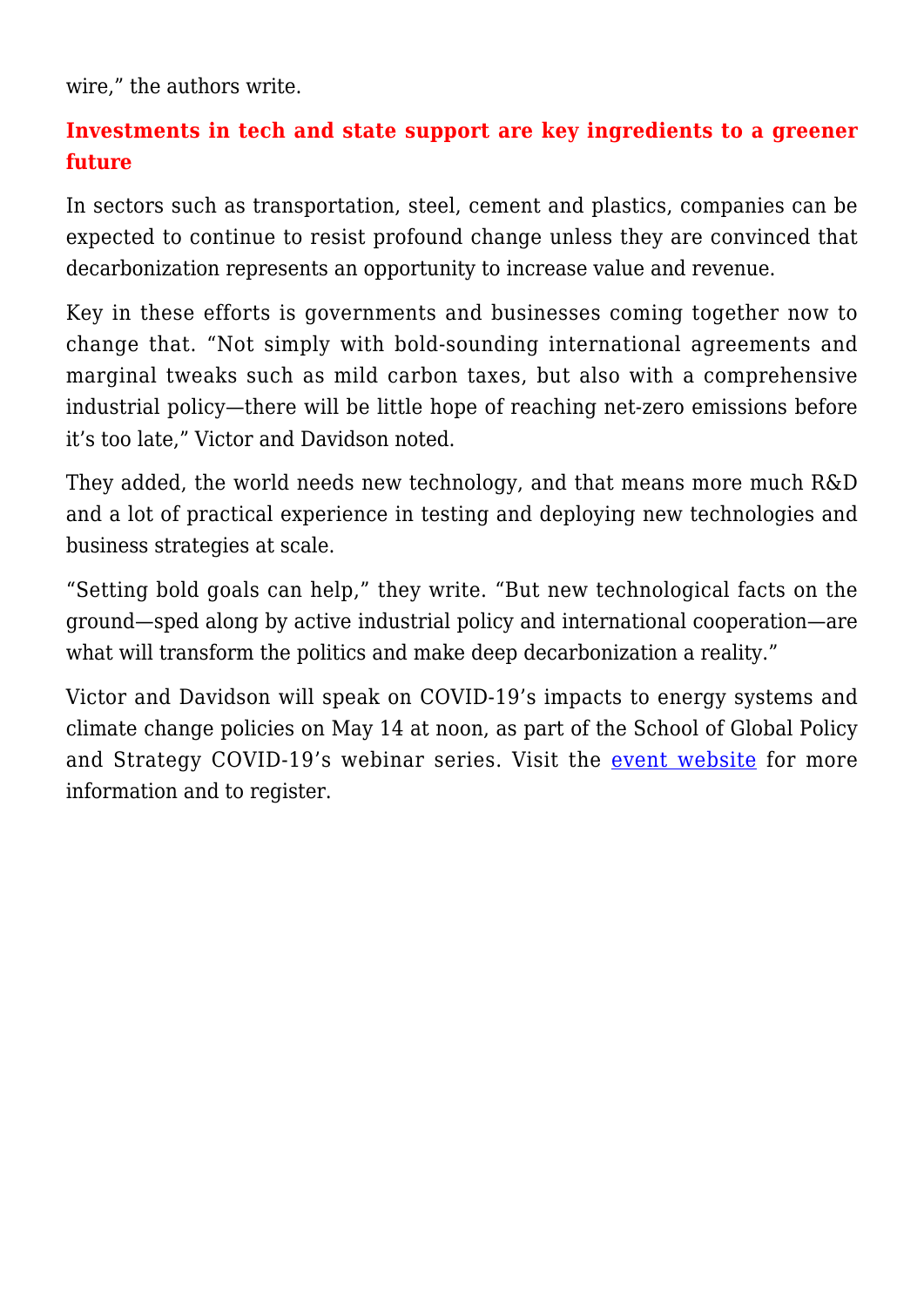wire," the authors write.

## Investments in tech and state support are key ingredients to a greener future

In sectors such as transportation, steel, cement and plastics, companies can be expected to continue to resist profound change unless they are convinced that decarbonization represents an opportunity to increase value and revenue.

Key in these efforts is governments and businesses coming together now to change that. "Not simply with bold-sounding international agreements and marginal tweaks such as mild carbon taxes, but also with a comprehensive industrial policy—there will be little hope of reaching net-zero emissions before it's too late," Victor and Davidson noted.

They added, the world needs new technology, and that means more much R&D and a lot of practical experience in testing and deploying new technologies and business strategies at scale.

"Setting bold goals can help," they write. "But new technological facts on the ground—sped along by active industrial policy and international cooperation—are what will transform the politics and make deep decarbonization a reality."

Victor and Davidson will speak on COVID-19's impacts to energy systems and climate change policies on May 14 at noon, as part of the School of Global Policy and Strategy COVID-19's webinar series. Visit the event website for more information and to register.